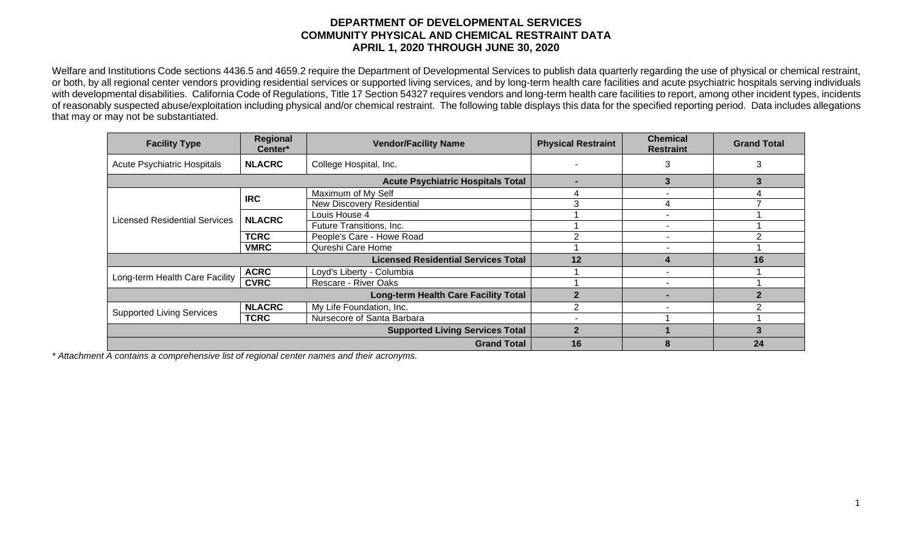# DEPARTMENT OF DEVELOPMENTAL SERVICES
## COMMUNITY PHYSICAL AND CHEMICAL RESTRAINT DATA
## APRIL 1, 2020 THROUGH JUNE 30, 2020

Welfare and Institutions Code sections 4436.5 and 4659.2 require the Department of Developmental Services to publish data quarterly regarding the use of physical or chemical restraint, or both, by all regional center vendors providing residential services or supported living services, and by long-term health care facilities and acute psychiatric hospitals serving individuals with developmental disabilities. California Code of Regulations, Title 17 Section 54327 requires vendors and long-term health care facilities to report, among other incident types, incidents of reasonably suspected abuse/exploitation including physical and/or chemical restraint. The following table displays this data for the specified reporting period. Data includes allegations that may or may not be substantiated.

| Facility Type | Regional Center* | Vendor/Facility Name | Physical Restraint | Chemical Restraint | Grand Total |
|---|---|---|---|---|---|
| Acute Psychiatric Hospitals | **NLACRC** | College Hospital, Inc. | - | 3 | 3 |
| | | **Acute Psychiatric Hospitals Total** | **-** | **3** | **3** |
| Licensed Residential Services | **IRC** | Maximum of My Self | 4 | - | 4 |
| | | New Discovery Residential | 3 | 4 | 7 |
| | **NLACRC** | Louis House 4 | 1 | - | 1 |
| | | Future Transitions, Inc. | 1 | - | 1 |
| | **TCRC** | People's Care - Howe Road | 2 | - | 2 |
| | **VMRC** | Qureshi Care Home | 1 | - | 1 |
| | | **Licensed Residential Services Total** | **12** | **4** | **16** |
| Long-term Health Care Facility | **ACRC** | Loyd's Liberty - Columbia | 1 | - | 1 |
| | **CVRC** | Rescare - River Oaks | 1 | - | 1 |
| | | **Long-term Health Care Facility Total** | **2** | **-** | **2** |
| Supported Living Services | **NLACRC** | My Life Foundation, Inc. | 2 | - | 2 |
| | **TCRC** | Nursecore of Santa Barbara | - | 1 | 1 |
| | | **Supported Living Services Total** | **2** | **1** | **3** |
| | | **Grand Total** | **16** | **8** | **24** |

*\* Attachment A contains a comprehensive list of regional center names and their acronyms.*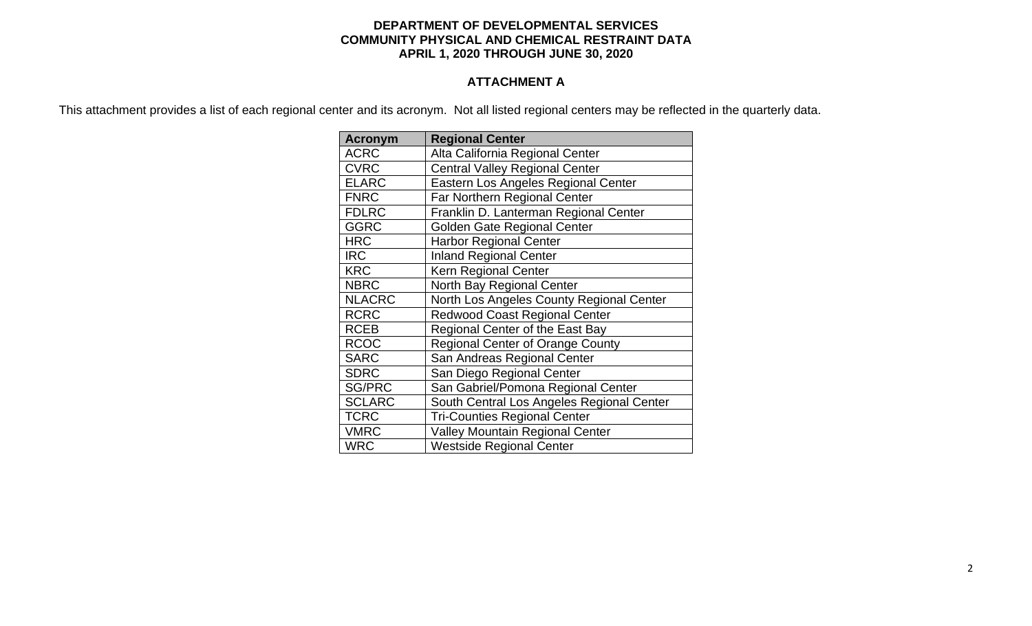**DEPARTMENT OF DEVELOPMENTAL SERVICES**
**COMMUNITY PHYSICAL AND CHEMICAL RESTRAINT DATA**
**APRIL 1, 2020 THROUGH JUNE 30, 2020**

## ATTACHMENT A

This attachment provides a list of each regional center and its acronym. Not all listed regional centers may be reflected in the quarterly data.

| Acronym | Regional Center |
|---|---|
| ACRC | Alta California Regional Center |
| CVRC | Central Valley Regional Center |
| ELARC | Eastern Los Angeles Regional Center |
| FNRC | Far Northern Regional Center |
| FDLRC | Franklin D. Lanterman Regional Center |
| GGRC | Golden Gate Regional Center |
| HRC | Harbor Regional Center |
| IRC | Inland Regional Center |
| KRC | Kern Regional Center |
| NBRC | North Bay Regional Center |
| NLACRC | North Los Angeles County Regional Center |
| RCRC | Redwood Coast Regional Center |
| RCEB | Regional Center of the East Bay |
| RCOC | Regional Center of Orange County |
| SARC | San Andreas Regional Center |
| SDRC | San Diego Regional Center |
| SG/PRC | San Gabriel/Pomona Regional Center |
| SCLARC | South Central Los Angeles Regional Center |
| TCRC | Tri-Counties Regional Center |
| VMRC | Valley Mountain Regional Center |
| WRC | Westside Regional Center |